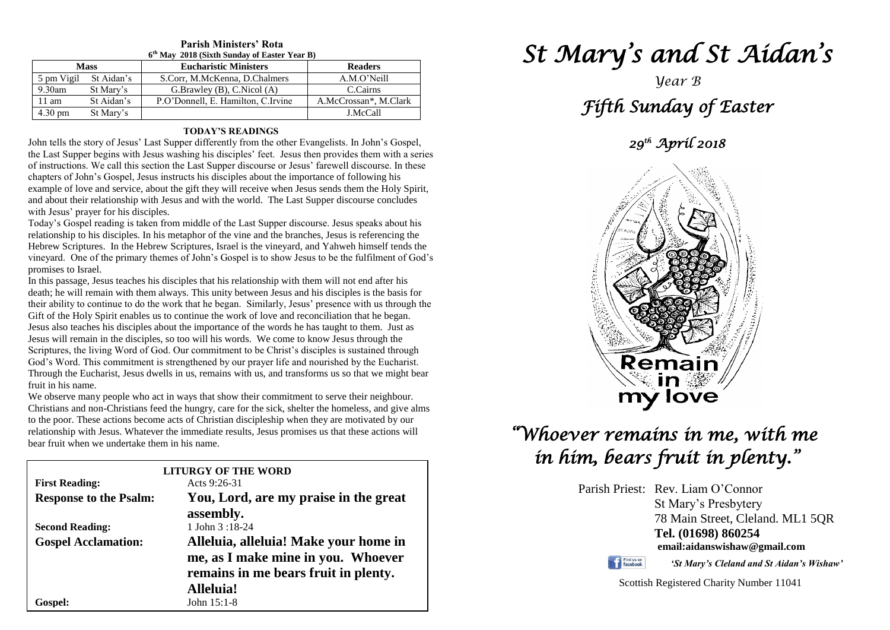**Parish Ministers' Rota**

**6th May 2018 (Sixth Sunday of Easter Year B)**

| Mass | | Eucharistic Ministers | Readers |
|---|---|---|---|
| 5 pm Vigil | St Aidan's | S.Corr, M.McKenna, D.Chalmers | A.M.O'Neill |
| 9.30am | St Mary's | G.Brawley (B), C.Nicol (A) | C.Cairns |
| 11 am | St Aidan's | P.O'Donnell, E. Hamilton, C.Irvine | A.McCrossan*, M.Clark |
| 4.30 pm | St Mary's | | J.McCall |

**TODAY'S READINGS**

John tells the story of Jesus' Last Supper differently from the other Evangelists. In John's Gospel, the Last Supper begins with Jesus washing his disciples' feet. Jesus then provides them with a series of instructions. We call this section the Last Supper discourse or Jesus' farewell discourse. In these chapters of John's Gospel, Jesus instructs his disciples about the importance of following his example of love and service, about the gift they will receive when Jesus sends them the Holy Spirit, and about their relationship with Jesus and with the world. The Last Supper discourse concludes with Jesus' prayer for his disciples.

Today's Gospel reading is taken from middle of the Last Supper discourse. Jesus speaks about his relationship to his disciples. In his metaphor of the vine and the branches, Jesus is referencing the Hebrew Scriptures. In the Hebrew Scriptures, Israel is the vineyard, and Yahweh himself tends the vineyard. One of the primary themes of John's Gospel is to show Jesus to be the fulfilment of God's promises to Israel.

In this passage, Jesus teaches his disciples that his relationship with them will not end after his death; he will remain with them always. This unity between Jesus and his disciples is the basis for their ability to continue to do the work that he began. Similarly, Jesus' presence with us through the Gift of the Holy Spirit enables us to continue the work of love and reconciliation that he began. Jesus also teaches his disciples about the importance of the words he has taught to them. Just as Jesus will remain in the disciples, so too will his words. We come to know Jesus through the Scriptures, the living Word of God. Our commitment to be Christ's disciples is sustained through God's Word. This commitment is strengthened by our prayer life and nourished by the Eucharist. Through the Eucharist, Jesus dwells in us, remains with us, and transforms us so that we might bear fruit in his name.

We observe many people who act in ways that show their commitment to serve their neighbour. Christians and non-Christians feed the hungry, care for the sick, shelter the homeless, and give alms to the poor. These actions become acts of Christian discipleship when they are motivated by our relationship with Jesus. Whatever the immediate results, Jesus promises us that these actions will bear fruit when we undertake them in his name.

**LITURGY OF THE WORD**

| | |
|---|---|
| **First Reading:** | Acts 9:26-31 |
| **Response to the Psalm:** | **You, Lord, are my praise in the great assembly.** |
| **Second Reading:** | 1 John 3 :18-24 |
| **Gospel Acclamation:** | **Alleluia, alleluia! Make your home in me, as I make mine in you. Whoever remains in me bears fruit in plenty. Alleluia!** |
| **Gospel:** | John 15:1-8 |

# *St Mary's and St Aidan's*

*Year B*

## *Fifth Sunday of Easter*

*29th April 2018*

Remain in my love

## *"Whoever remains in me, with me in him, bears fruit in plenty."*

Parish Priest: Rev. Liam O'Connor
St Mary's Presbytery
78 Main Street, Cleland. ML1 5QR
**Tel. (01698) 860254**
**email:aidanswishaw@gmail.com**

*'St Mary's Cleland and St Aidan's Wishaw'*

Scottish Registered Charity Number 11041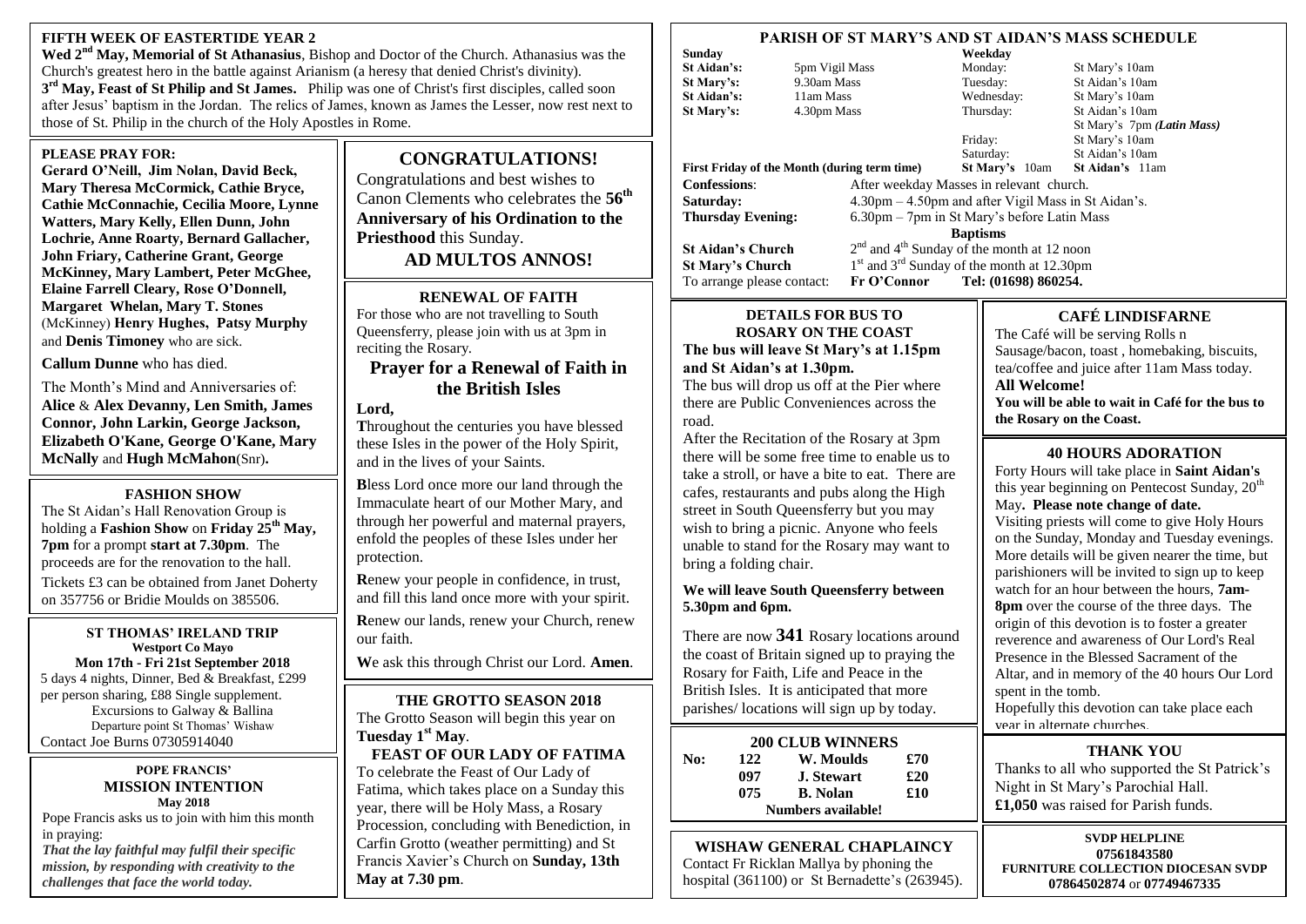## FIFTH WEEK OF EASTERTIDE YEAR 2

**Wed 2nd May, Memorial of St Athanasius**, Bishop and Doctor of the Church. Athanasius was the Church's greatest hero in the battle against Arianism (a heresy that denied Christ's divinity).
**3rd May, Feast of St Philip and St James.** Philip was one of Christ's first disciples, called soon after Jesus' baptism in the Jordan. The relics of James, known as James the Lesser, now rest next to those of St. Philip in the church of the Holy Apostles in Rome.

### PLEASE PRAY FOR:

**Gerard O'Neill, Jim Nolan, David Beck, Mary Theresa McCormick, Cathie Bryce, Cathie McConnachie, Cecilia Moore, Lynne Watters, Mary Kelly, Ellen Dunn, John Lochrie, Anne Roarty, Bernard Gallacher, John Friary, Catherine Grant, George McKinney, Mary Lambert, Peter McGhee, Elaine Farrell Cleary, Rose O'Donnell, Margaret Whelan, Mary T. Stones** (McKinney) **Henry Hughes, Patsy Murphy** and **Denis Timoney** who are sick.

**Callum Dunne** who has died.

The Month's Mind and Anniversaries of: **Alice** & **Alex Devanny, Len Smith, James Connor, John Larkin, George Jackson, Elizabeth O'Kane, George O'Kane, Mary McNally** and **Hugh McMahon**(Snr)**.**

### FASHION SHOW

The St Aidan's Hall Renovation Group is holding a **Fashion Show** on **Friday 25th May, 7pm** for a prompt **start at 7.30pm**. The proceeds are for the renovation to the hall.
Tickets £3 can be obtained from Janet Doherty on 357756 or Bridie Moulds on 385506.

### ST THOMAS' IRELAND TRIP

**Westport Co Mayo**
**Mon 17th - Fri 21st September 2018**
5 days 4 nights, Dinner, Bed & Breakfast, £299 per person sharing, £88 Single supplement.
Excursions to Galway & Ballina
Departure point St Thomas' Wishaw
Contact Joe Burns 07305914040

### POPE FRANCIS' MISSION INTENTION

**May 2018**
Pope Francis asks us to join with him this month in praying:
*That the lay faithful may fulfil their specific mission, by responding with creativity to the challenges that face the world today.*

## CONGRATULATIONS!

Congratulations and best wishes to Canon Clements who celebrates the **56th Anniversary of his Ordination to the Priesthood** this Sunday.

**AD MULTOS ANNOS!**

### RENEWAL OF FAITH

For those who are not travelling to South Queensferry, please join with us at 3pm in reciting the Rosary.

## Prayer for a Renewal of Faith in the British Isles

**Lord,**
**T**hroughout the centuries you have blessed these Isles in the power of the Holy Spirit, and in the lives of your Saints.

**B**less Lord once more our land through the Immaculate heart of our Mother Mary, and through her powerful and maternal prayers, enfold the peoples of these Isles under her protection.

**R**enew your people in confidence, in trust, and fill this land once more with your spirit.

**R**enew our lands, renew your Church, renew our faith.

**W**e ask this through Christ our Lord. **Amen**.

### THE GROTTO SEASON 2018

The Grotto Season will begin this year on **Tuesday 1st May**.

**FEAST OF OUR LADY OF FATIMA**
To celebrate the Feast of Our Lady of Fatima, which takes place on a Sunday this year, there will be Holy Mass, a Rosary Procession, concluding with Benediction, in Carfin Grotto (weather permitting) and St Francis Xavier's Church on **Sunday, 13th May at 7.30 pm**.

## PARISH OF ST MARY'S AND ST AIDAN'S MASS SCHEDULE

| **Sunday** | | **Weekday** | |
|---|---|---|---|
| **St Aidan's:** | 5pm Vigil Mass | Monday: | St Mary's 10am |
| **St Mary's:** | 9.30am Mass | Tuesday: | St Aidan's 10am |
| **St Aidan's:** | 11am Mass | Wednesday: | St Mary's 10am |
| **St Mary's:** | 4.30pm Mass | Thursday: | St Aidan's 10am; St Mary's 7pm *(Latin Mass)* |
| | | Friday: | St Mary's 10am |
| | | Saturday: | St Aidan's 10am |
| **First Friday of the Month (during term time)** | | **St Mary's** 10am | **St Aidan's** 11am |

**Confessions**: After weekday Masses in relevant church.
**Saturday:** 4.30pm – 4.50pm and after Vigil Mass in St Aidan's.
**Thursday Evening:** 6.30pm – 7pm in St Mary's before Latin Mass

**Baptisms**
**St Aidan's Church** 2nd and 4th Sunday of the month at 12 noon
**St Mary's Church** 1st and 3rd Sunday of the month at 12.30pm
To arrange please contact: **Fr O'Connor** **Tel: (01698) 860254.**

### DETAILS FOR BUS TO ROSARY ON THE COAST

**The bus will leave St Mary's at 1.15pm and St Aidan's at 1.30pm.**
The bus will drop us off at the Pier where there are Public Conveniences across the road.
After the Recitation of the Rosary at 3pm there will be some free time to enable us to take a stroll, or have a bite to eat. There are cafes, restaurants and pubs along the High street in South Queensferry but you may wish to bring a picnic. Anyone who feels unable to stand for the Rosary may want to bring a folding chair.

**We will leave South Queensferry between 5.30pm and 6pm.**

There are now **341** Rosary locations around the coast of Britain signed up to praying the Rosary for Faith, Life and Peace in the British Isles. It is anticipated that more parishes/ locations will sign up by today.

### 200 CLUB WINNERS

| No: | | | |
|---|---|---|---|
| | 122 | W. Moulds | £70 |
| | 097 | J. Stewart | £20 |
| | 075 | B. Nolan | £10 |

**Numbers available!**

### WISHAW GENERAL CHAPLAINCY

Contact Fr Ricklan Mallya by phoning the hospital (361100) or St Bernadette's (263945).

### CAFÉ LINDISFARNE

The Café will be serving Rolls n Sausage/bacon, toast , homebaking, biscuits, tea/coffee and juice after 11am Mass today.
**All Welcome!**
**You will be able to wait in Café for the bus to the Rosary on the Coast.**

### 40 HOURS ADORATION

Forty Hours will take place in **Saint Aidan's** this year beginning on Pentecost Sunday, 20th May**. Please note change of date.**
Visiting priests will come to give Holy Hours on the Sunday, Monday and Tuesday evenings. More details will be given nearer the time, but parishioners will be invited to sign up to keep watch for an hour between the hours, **7am-8pm** over the course of the three days. The origin of this devotion is to foster a greater reverence and awareness of Our Lord's Real Presence in the Blessed Sacrament of the Altar, and in memory of the 40 hours Our Lord spent in the tomb.
Hopefully this devotion can take place each year in alternate churches.

### THANK YOU

Thanks to all who supported the St Patrick's Night in St Mary's Parochial Hall.
**£1,050** was raised for Parish funds.

**SVDP HELPLINE**
**07561843580**
**FURNITURE COLLECTION DIOCESAN SVDP**
**07864502874** or **07749467335**